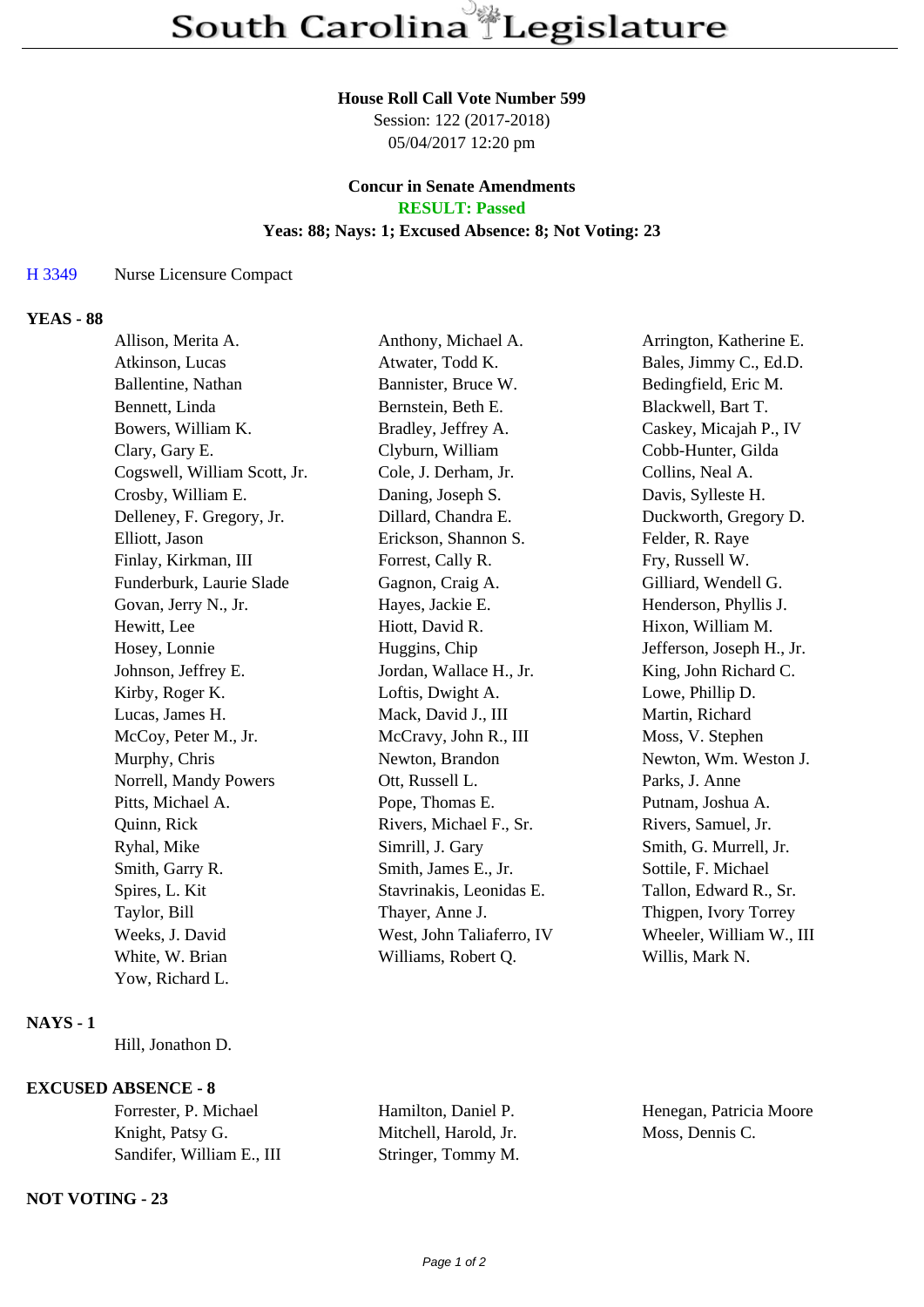# South Carolina Legislature

**House Roll Call Vote Number 599**
Session: 122 (2017-2018)
05/04/2017 12:20 pm

**Concur in Senate Amendments**
**RESULT: Passed**
**Yeas: 88; Nays: 1; Excused Absence: 8; Not Voting: 23**

H 3349 Nurse Licensure Compact

## YEAS - 88

| | | |
|---|---|---|
| Allison, Merita A. | Anthony, Michael A. | Arrington, Katherine E. |
| Atkinson, Lucas | Atwater, Todd K. | Bales, Jimmy C., Ed.D. |
| Ballentine, Nathan | Bannister, Bruce W. | Bedingfield, Eric M. |
| Bennett, Linda | Bernstein, Beth E. | Blackwell, Bart T. |
| Bowers, William K. | Bradley, Jeffrey A. | Caskey, Micajah P., IV |
| Clary, Gary E. | Clyburn, William | Cobb-Hunter, Gilda |
| Cogswell, William Scott, Jr. | Cole, J. Derham, Jr. | Collins, Neal A. |
| Crosby, William E. | Daning, Joseph S. | Davis, Sylleste H. |
| Delleney, F. Gregory, Jr. | Dillard, Chandra E. | Duckworth, Gregory D. |
| Elliott, Jason | Erickson, Shannon S. | Felder, R. Raye |
| Finlay, Kirkman, III | Forrest, Cally R. | Fry, Russell W. |
| Funderburk, Laurie Slade | Gagnon, Craig A. | Gilliard, Wendell G. |
| Govan, Jerry N., Jr. | Hayes, Jackie E. | Henderson, Phyllis J. |
| Hewitt, Lee | Hiott, David R. | Hixon, William M. |
| Hosey, Lonnie | Huggins, Chip | Jefferson, Joseph H., Jr. |
| Johnson, Jeffrey E. | Jordan, Wallace H., Jr. | King, John Richard C. |
| Kirby, Roger K. | Loftis, Dwight A. | Lowe, Phillip D. |
| Lucas, James H. | Mack, David J., III | Martin, Richard |
| McCoy, Peter M., Jr. | McCravy, John R., III | Moss, V. Stephen |
| Murphy, Chris | Newton, Brandon | Newton, Wm. Weston J. |
| Norrell, Mandy Powers | Ott, Russell L. | Parks, J. Anne |
| Pitts, Michael A. | Pope, Thomas E. | Putnam, Joshua A. |
| Quinn, Rick | Rivers, Michael F., Sr. | Rivers, Samuel, Jr. |
| Ryhal, Mike | Simrill, J. Gary | Smith, G. Murrell, Jr. |
| Smith, Garry R. | Smith, James E., Jr. | Sottile, F. Michael |
| Spires, L. Kit | Stavrinakis, Leonidas E. | Tallon, Edward R., Sr. |
| Taylor, Bill | Thayer, Anne J. | Thigpen, Ivory Torrey |
| Weeks, J. David | West, John Taliaferro, IV | Wheeler, William W., III |
| White, W. Brian | Williams, Robert Q. | Willis, Mark N. |
| Yow, Richard L. | | |

## NAYS - 1

Hill, Jonathon D.

## EXCUSED ABSENCE - 8

| | | |
|---|---|---|
| Forrester, P. Michael | Hamilton, Daniel P. | Henegan, Patricia Moore |
| Knight, Patsy G. | Mitchell, Harold, Jr. | Moss, Dennis C. |
| Sandifer, William E., III | Stringer, Tommy M. | |

## NOT VOTING - 23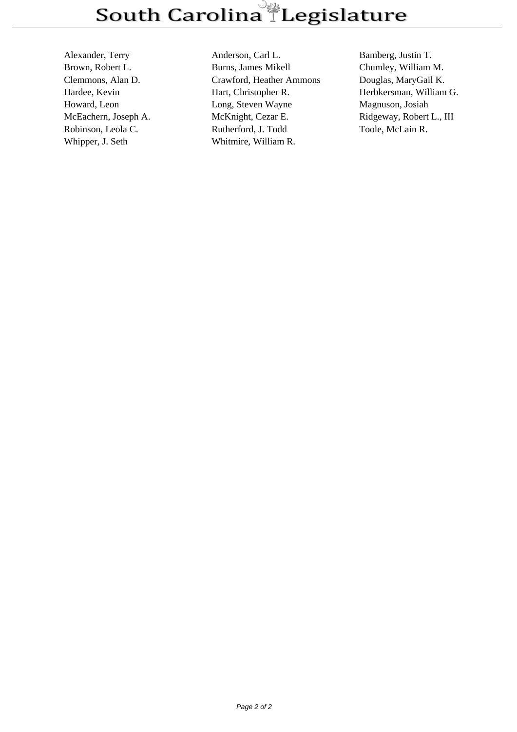Alexander, Terry
Anderson, Carl L.
Bamberg, Justin T.
Brown, Robert L.
Burns, James Mikell
Chumley, William M.
Clemmons, Alan D.
Crawford, Heather Ammons
Douglas, MaryGail K.
Hardee, Kevin
Hart, Christopher R.
Herbkersman, William G.
Howard, Leon
Long, Steven Wayne
Magnuson, Josiah
McEachern, Joseph A.
McKnight, Cezar E.
Ridgeway, Robert L., III
Robinson, Leola C.
Rutherford, J. Todd
Toole, McLain R.
Whipper, J. Seth
Whitmire, William R.